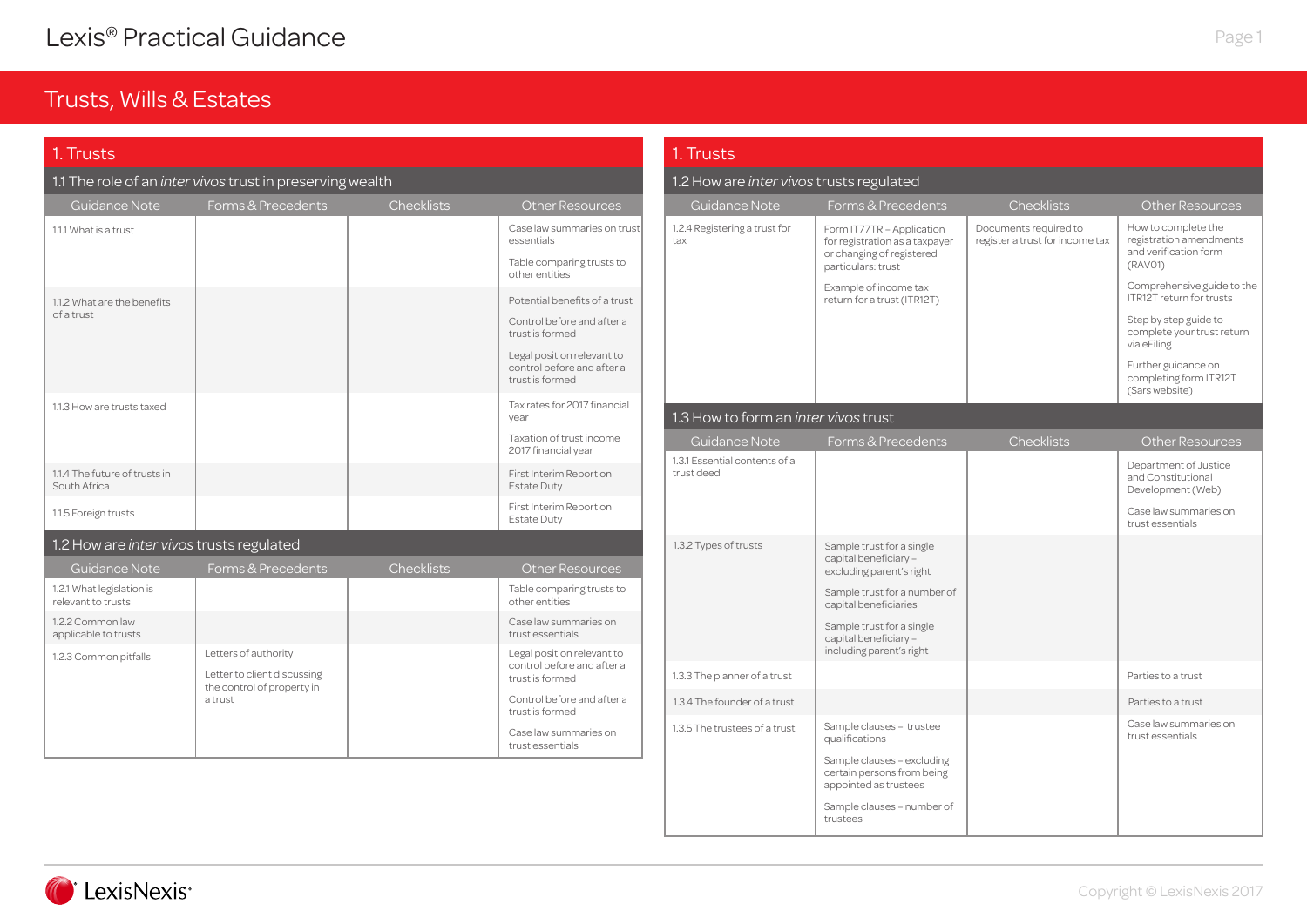Lexis® Practical Guidance

# Trusts, Wills & Estates

## 1. Trusts

### 1.1 The role of an *inter vivos* trust in preserving wealth

| Guidance Note | Forms & Precedents | Checklists | Other Resources |
|---|---|---|---|
| 1.1.1 What is a trust | | | Case law summaries on trust essentials<br>Table comparing trusts to other entities |
| 1.1.2 What are the benefits of a trust | | | Potential benefits of a trust<br>Control before and after a trust is formed<br>Legal position relevant to control before and after a trust is formed |
| 1.1.3 How are trusts taxed | | | Tax rates for 2017 financial year<br>Taxation of trust income 2017 financial year |
| 1.1.4 The future of trusts in South Africa | | | First Interim Report on Estate Duty |
| 1.1.5 Foreign trusts | | | First Interim Report on Estate Duty |

### 1.2 How are *inter vivos* trusts regulated

| Guidance Note | Forms & Precedents | Checklists | Other Resources |
|---|---|---|---|
| 1.2.1 What legislation is relevant to trusts | | | Table comparing trusts to other entities |
| 1.2.2 Common law applicable to trusts | | | Case law summaries on trust essentials |
| 1.2.3 Common pitfalls | Letters of authority<br>Letter to client discussing the control of property in a trust | | Legal position relevant to control before and after a trust is formed<br>Control before and after a trust is formed<br>Case law summaries on trust essentials |
| 1.2.4 Registering a trust for tax | Form IT77TR – Application for registration as a taxpayer or changing of registered particulars: trust<br>Example of income tax return for a trust (ITR12T) | Documents required to register a trust for income tax | How to complete the registration amendments and verification form (RAV01)<br>Comprehensive guide to the ITR12T return for trusts<br>Step by step guide to complete your trust return via eFiling<br>Further guidance on completing form ITR12T (Sars website) |

### 1.3 How to form an *inter vivos* trust

| Guidance Note | Forms & Precedents | Checklists | Other Resources |
|---|---|---|---|
| 1.3.1 Essential contents of a trust deed | | | Department of Justice and Constitutional Development (Web)<br>Case law summaries on trust essentials |
| 1.3.2 Types of trusts | Sample trust for a single capital beneficiary – excluding parent's right<br>Sample trust for a number of capital beneficiaries<br>Sample trust for a single capital beneficiary – including parent's right | | |
| 1.3.3 The planner of a trust | | | Parties to a trust |
| 1.3.4 The founder of a trust | | | Parties to a trust |
| 1.3.5 The trustees of a trust | Sample clauses – trustee qualifications<br>Sample clauses – excluding certain persons from being appointed as trustees<br>Sample clauses – number of trustees | | Case law summaries on trust essentials |

LexisNexis®

Copyright © LexisNexis 2017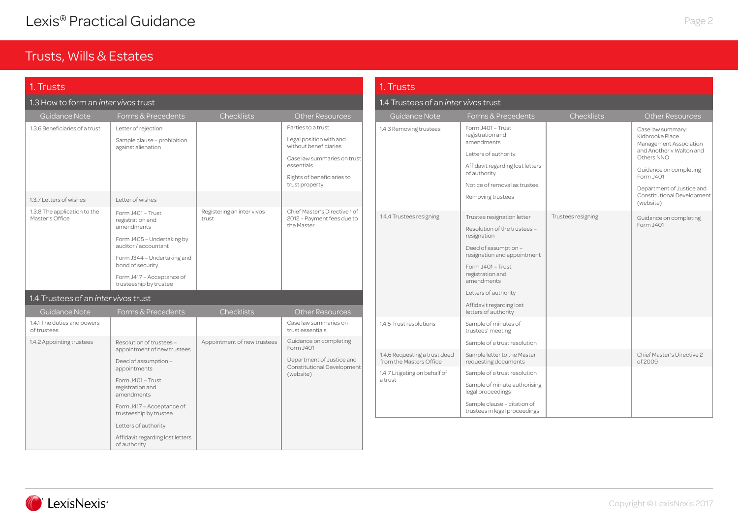# Trusts, Wills & Estates

## 1. Trusts

### 1.3 How to form an *inter vivos* trust

| Guidance Note | Forms & Precedents | Checklists | Other Resources |
|---|---|---|---|
| 1.3.6 Beneficiaries of a trust | Letter of rejection<br>Sample clause – prohibition against alienation | | Parties to a trust<br>Legal position with and without beneficiaries<br>Case law summaries on trust essentials<br>Rights of beneficiaries to trust property |
| 1.3.7 Letters of wishes | Letter of wishes | | |
| 1.3.8 The application to the Master's Office | Form J401 – Trust registration and amendments<br>Form J405 – Undertaking by auditor / accountant<br>Form J344 – Undertaking and bond of security<br>Form J417 – Acceptance of trusteeship by trustee | Registering an inter vivos trust | Chief Master's Directive 1 of 2012 – Payment fees due to the Master |

### 1.4 Trustees of an *inter vivos* trust

| Guidance Note | Forms & Precedents | Checklists | Other Resources |
|---|---|---|---|
| 1.4.1 The duties and powers of trustees | | | Case law summaries on trust essentials |
| 1.4.2 Appointing trustees | Resolution of trustees – appointment of new trustees<br>Deed of assumption – appointments<br>Form J401 – Trust registration and amendments<br>Form J417 – Acceptance of trusteeship by trustee<br>Letters of authority<br>Affidavit regarding lost letters of authority | Appointment of new trustees | Guidance on completing Form J401<br>Department of Justice and Constitutional Development (website) |
| 1.4.3 Removing trustees | Form J401 – Trust registration and amendments<br>Letters of authority<br>Affidavit regarding lost letters of authority<br>Notice of removal as trustee<br>Removing trustees | | Case law summary: Kidbrooke Place Management Association and Another v Walton and Others NNO<br>Guidance on completing Form J401<br>Department of Justice and Constitutional Development (website) |
| 1.4.4 Trustees resigning | Trustee resignation letter<br>Resolution of the trustees – resignation<br>Deed of assumption – resignation and appointment<br>Form J401 – Trust registration and amendments<br>Letters of authority<br>Affidavit regarding lost letters of authority | Trustees resigning | Guidance on completing Form J401 |
| 1.4.5 Trust resolutions | Sample of minutes of trustees' meeting<br>Sample of a trust resolution | | |
| 1.4.6 Requesting a trust deed from the Masters Office | Sample letter to the Master requesting documents | | Chief Master's Directive 2 of 2009 |
| 1.4.7 Litigating on behalf of a trust | Sample of a trust resolution<br>Sample of minute authorising legal proceedings<br>Sample clause – citation of trustees in legal proceedings | | |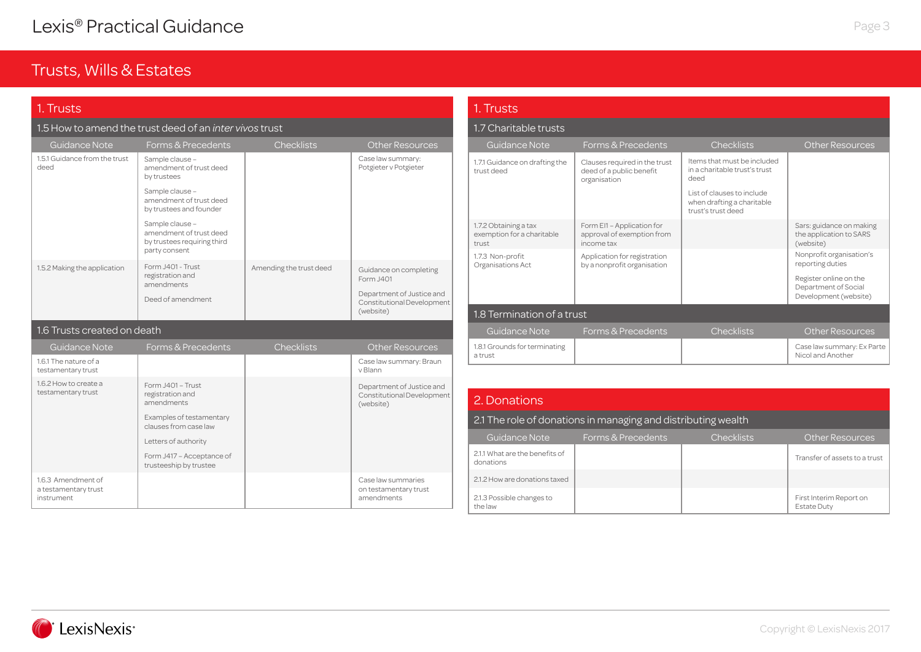# Trusts, Wills & Estates

## 1. Trusts

### 1.5 How to amend the trust deed of an *inter vivos* trust

| Guidance Note | Forms & Precedents | Checklists | Other Resources |
|---|---|---|---|
| 1.5.1 Guidance from the trust deed | Sample clause – amendment of trust deed by trustees<br>Sample clause – amendment of trust deed by trustees and founder<br>Sample clause – amendment of trust deed by trustees requiring third party consent | | Case law summary: Potgieter v Potgieter |
| 1.5.2 Making the application | Form J401 - Trust registration and amendments<br>Deed of amendment | Amending the trust deed | Guidance on completing Form J401<br>Department of Justice and Constitutional Development (website) |

### 1.6 Trusts created on death

| Guidance Note | Forms & Precedents | Checklists | Other Resources |
|---|---|---|---|
| 1.6.1 The nature of a testamentary trust | | | Case law summary: Braun v Blann |
| 1.6.2 How to create a testamentary trust | Form J401 – Trust registration and amendments<br>Examples of testamentary clauses from case law<br>Letters of authority<br>Form J417 – Acceptance of trusteeship by trustee | | Department of Justice and Constitutional Development (website) |
| 1.6.3 Amendment of a testamentary trust instrument | | | Case law summaries on testamentary trust amendments |

## 1. Trusts

### 1.7 Charitable trusts

| Guidance Note | Forms & Precedents | Checklists | Other Resources |
|---|---|---|---|
| 1.7.1 Guidance on drafting the trust deed | Clauses required in the trust deed of a public benefit organisation | Items that must be included in a charitable trust's trust deed<br>List of clauses to include when drafting a charitable trust's trust deed | |
| 1.7.2 Obtaining a tax exemption for a charitable trust | Form EI1 – Application for approval of exemption from income tax | | Sars: guidance on making the application to SARS (website) |
| 1.7.3 Non-profit Organisations Act | Application for registration by a nonprofit organisation | | Nonprofit organisation's reporting duties<br>Register online on the Department of Social Development (website) |

### 1.8 Termination of a trust

| Guidance Note | Forms & Precedents | Checklists | Other Resources |
|---|---|---|---|
| 1.8.1 Grounds for terminating a trust | | | Case law summary: Ex Parte Nicol and Another |

## 2. Donations

### 2.1 The role of donations in managing and distributing wealth

| Guidance Note | Forms & Precedents | Checklists | Other Resources |
|---|---|---|---|
| 2.1.1 What are the benefits of donations | | | Transfer of assets to a trust |
| 2.1.2 How are donations taxed | | | |
| 2.1.3 Possible changes to the law | | | First Interim Report on Estate Duty |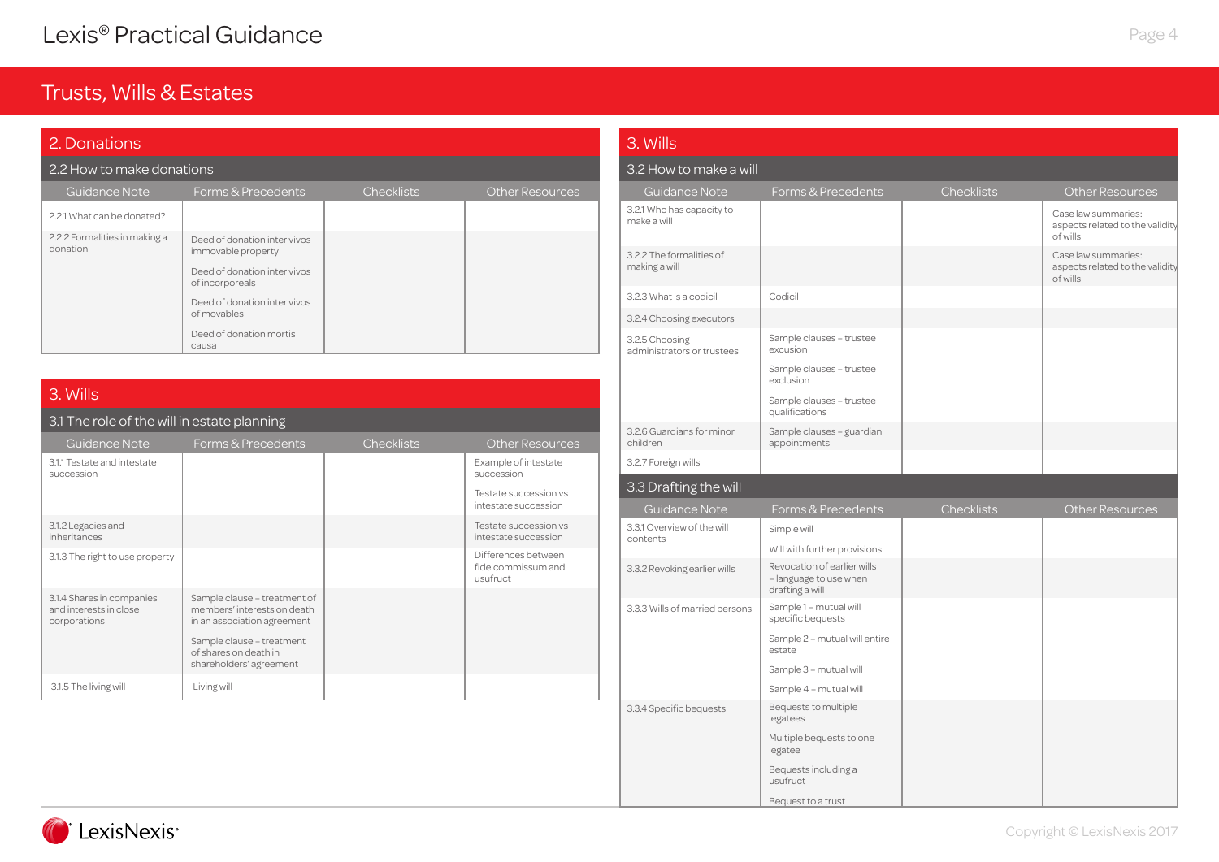# Trusts, Wills & Estates

## 2. Donations

### 2.2 How to make donations

| Guidance Note | Forms & Precedents | Checklists | Other Resources |
|---|---|---|---|
| 2.2.1 What can be donated? | | | |
| 2.2.2 Formalities in making a donation | Deed of donation inter vivos immovable property<br>Deed of donation inter vivos of incorporeals<br>Deed of donation inter vivos of movables<br>Deed of donation mortis causa | | |

## 3. Wills

### 3.1 The role of the will in estate planning

| Guidance Note | Forms & Precedents | Checklists | Other Resources |
|---|---|---|---|
| 3.1.1 Testate and intestate succession | | | Example of intestate succession<br>Testate succession vs intestate succession |
| 3.1.2 Legacies and inheritances | | | Testate succession vs intestate succession |
| 3.1.3 The right to use property | | | Differences between fideicommissum and usufruct |
| 3.1.4 Shares in companies and interests in close corporations | Sample clause – treatment of members' interests on death in an association agreement<br>Sample clause – treatment of shares on death in shareholders' agreement | | |
| 3.1.5 The living will | Living will | | |

## 3. Wills

### 3.2 How to make a will

| Guidance Note | Forms & Precedents | Checklists | Other Resources |
|---|---|---|---|
| 3.2.1 Who has capacity to make a will | | | Case law summaries: aspects related to the validity of wills |
| 3.2.2 The formalities of making a will | | | Case law summaries: aspects related to the validity of wills |
| 3.2.3 What is a codicil | Codicil | | |
| 3.2.4 Choosing executors | | | |
| 3.2.5 Choosing administrators or trustees | Sample clauses – trustee excusion<br>Sample clauses – trustee exclusion<br>Sample clauses – trustee qualifications | | |
| 3.2.6 Guardians for minor children | Sample clauses – guardian appointments | | |
| 3.2.7 Foreign wills | | | |

### 3.3 Drafting the will

| Guidance Note | Forms & Precedents | Checklists | Other Resources |
|---|---|---|---|
| 3.3.1 Overview of the will contents | Simple will<br>Will with further provisions | | |
| 3.3.2 Revoking earlier wills | Revocation of earlier wills – language to use when drafting a will | | |
| 3.3.3 Wills of married persons | Sample 1 – mutual will specific bequests<br>Sample 2 – mutual will entire estate<br>Sample 3 – mutual will<br>Sample 4 – mutual will | | |
| 3.3.4 Specific bequests | Bequests to multiple legatees<br>Multiple bequests to one legatee<br>Bequests including a usufruct<br>Bequest to a trust | | |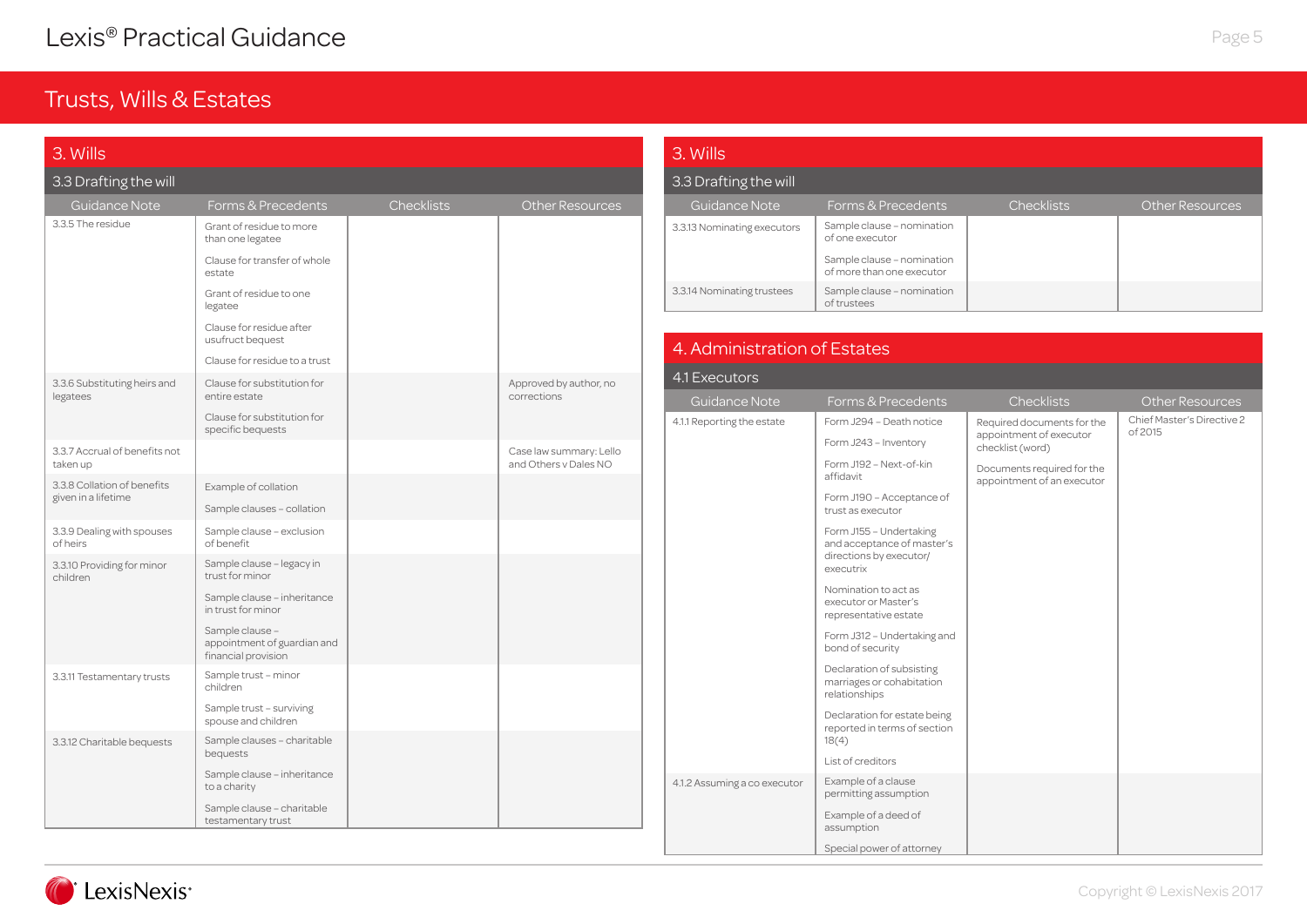# Trusts, Wills & Estates

## 3. Wills

### 3.3 Drafting the will

| Guidance Note | Forms & Precedents | Checklists | Other Resources |
|---|---|---|---|
| 3.3.5 The residue | Grant of residue to more than one legatee | | |
| | Clause for transfer of whole estate | | |
| | Grant of residue to one legatee | | |
| | Clause for residue after usufruct bequest | | |
| | Clause for residue to a trust | | |
| 3.3.6 Substituting heirs and legatees | Clause for substitution for entire estate | | Approved by author, no corrections |
| | Clause for substitution for specific bequests | | |
| 3.3.7 Accrual of benefits not taken up | | | Case law summary: Lello and Others v Dales NO |
| 3.3.8 Collation of benefits given in a lifetime | Example of collation | | |
| | Sample clauses – collation | | |
| 3.3.9 Dealing with spouses of heirs | Sample clause – exclusion of benefit | | |
| 3.3.10 Providing for minor children | Sample clause – legacy in trust for minor | | |
| | Sample clause – inheritance in trust for minor | | |
| | Sample clause – appointment of guardian and financial provision | | |
| 3.3.11 Testamentary trusts | Sample trust – minor children | | |
| | Sample trust – surviving spouse and children | | |
| 3.3.12 Charitable bequests | Sample clauses – charitable bequests | | |
| | Sample clause – inheritance to a charity | | |
| | Sample clause – charitable testamentary trust | | |
| 3.3.13 Nominating executors | Sample clause – nomination of one executor | | |
| | Sample clause – nomination of more than one executor | | |
| 3.3.14 Nominating trustees | Sample clause – nomination of trustees | | |

## 4. Administration of Estates

### 4.1 Executors

| Guidance Note | Forms & Precedents | Checklists | Other Resources |
|---|---|---|---|
| 4.1.1 Reporting the estate | Form J294 – Death notice | Required documents for the appointment of executor checklist (word) | Chief Master's Directive 2 of 2015 |
| | Form J243 – Inventory | Documents required for the appointment of an executor | |
| | Form J192 – Next-of-kin affidavit | | |
| | Form J190 – Acceptance of trust as executor | | |
| | Form J155 – Undertaking and acceptance of master's directions by executor/executrix | | |
| | Nomination to act as executor or Master's representative estate | | |
| | Form J312 – Undertaking and bond of security | | |
| | Declaration of subsisting marriages or cohabitation relationships | | |
| | Declaration for estate being reported in terms of section 18(4) | | |
| | List of creditors | | |
| 4.1.2 Assuming a co executor | Example of a clause permitting assumption | | |
| | Example of a deed of assumption | | |
| | Special power of attorney | | |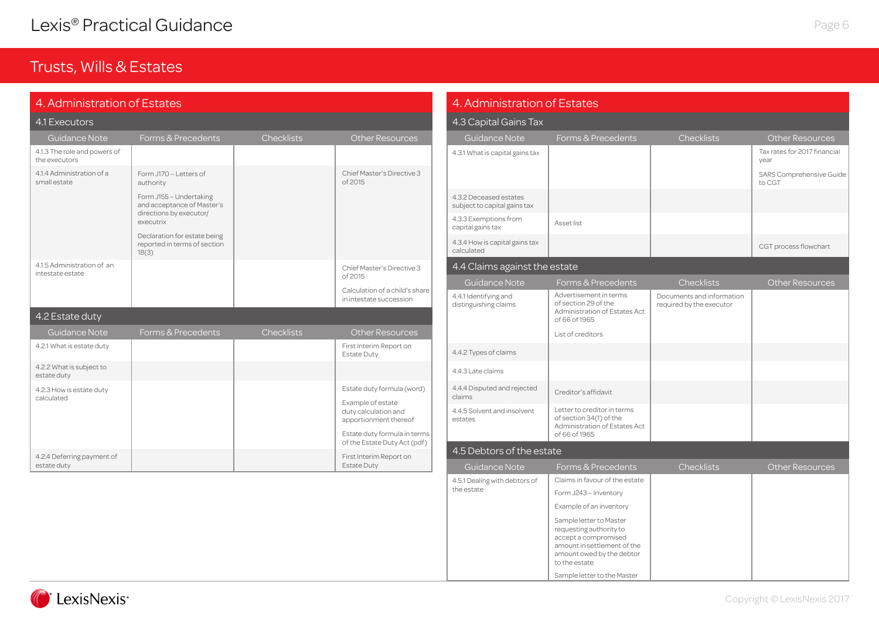# Trusts, Wills & Estates

## 4. Administration of Estates

### 4.1 Executors

| Guidance Note | Forms & Precedents | Checklists | Other Resources |
|---|---|---|---|
| 4.1.3 The role and powers of the executors | | | |
| 4.1.4 Administration of a small estate | Form J170 – Letters of authority<br>Form J155 – Undertaking and acceptance of Master's directions by executor/ executrix<br>Declaration for estate being reported in terms of section 18(3) | | Chief Master's Directive 3 of 2015 |
| 4.1.5 Administration of an intestate estate | | | Chief Master's Directive 3 of 2015<br>Calculation of a child's share in intestate succession |

### 4.2 Estate duty

| Guidance Note | Forms & Precedents | Checklists | Other Resources |
|---|---|---|---|
| 4.2.1 What is estate duty | | | First Interim Report on Estate Duty |
| 4.2.2 What is subject to estate duty | | | |
| 4.2.3 How is estate duty calculated | | | Estate duty formula (word)<br>Example of estate duty calculation and apportionment thereof<br>Estate duty formula in terms of the Estate Duty Act (pdf) |
| 4.2.4 Deferring payment of estate duty | | | First Interim Report on Estate Duty |

### 4.3 Capital Gains Tax

| Guidance Note | Forms & Precedents | Checklists | Other Resources |
|---|---|---|---|
| 4.3.1 What is capital gains tax | | | Tax rates for 2017 financial year<br>SARS Comprehensive Guide to CGT |
| 4.3.2 Deceased estates subject to capital gains tax | | | |
| 4.3.3 Exemptions from capital gains tax | Asset list | | |
| 4.3.4 How is capital gains tax calculated | | | CGT process flowchart |

### 4.4 Claims against the estate

| Guidance Note | Forms & Precedents | Checklists | Other Resources |
|---|---|---|---|
| 4.4.1 Identifying and distinguishing claims | Advertisement in terms of section 29 of the Administration of Estates Act of 66 of 1965<br>List of creditors | Documents and information required by the executor | |
| 4.4.2 Types of claims | | | |
| 4.4.3 Late claims | | | |
| 4.4.4 Disputed and rejected claims | Creditor's affidavit | | |
| 4.4.5 Solvent and insolvent estates | Letter to creditor in terms of section 34(1) of the Administration of Estates Act of 66 of 1965 | | |

### 4.5 Debtors of the estate

| Guidance Note | Forms & Precedents | Checklists | Other Resources |
|---|---|---|---|
| 4.5.1 Dealing with debtors of the estate | Claims in favour of the estate<br>Form J243 – Inventory<br>Example of an inventory<br>Sample letter to Master requesting authority to accept a compromised amount in settlement of the amount owed by the debtor to the estate<br>Sample letter to the Master | | |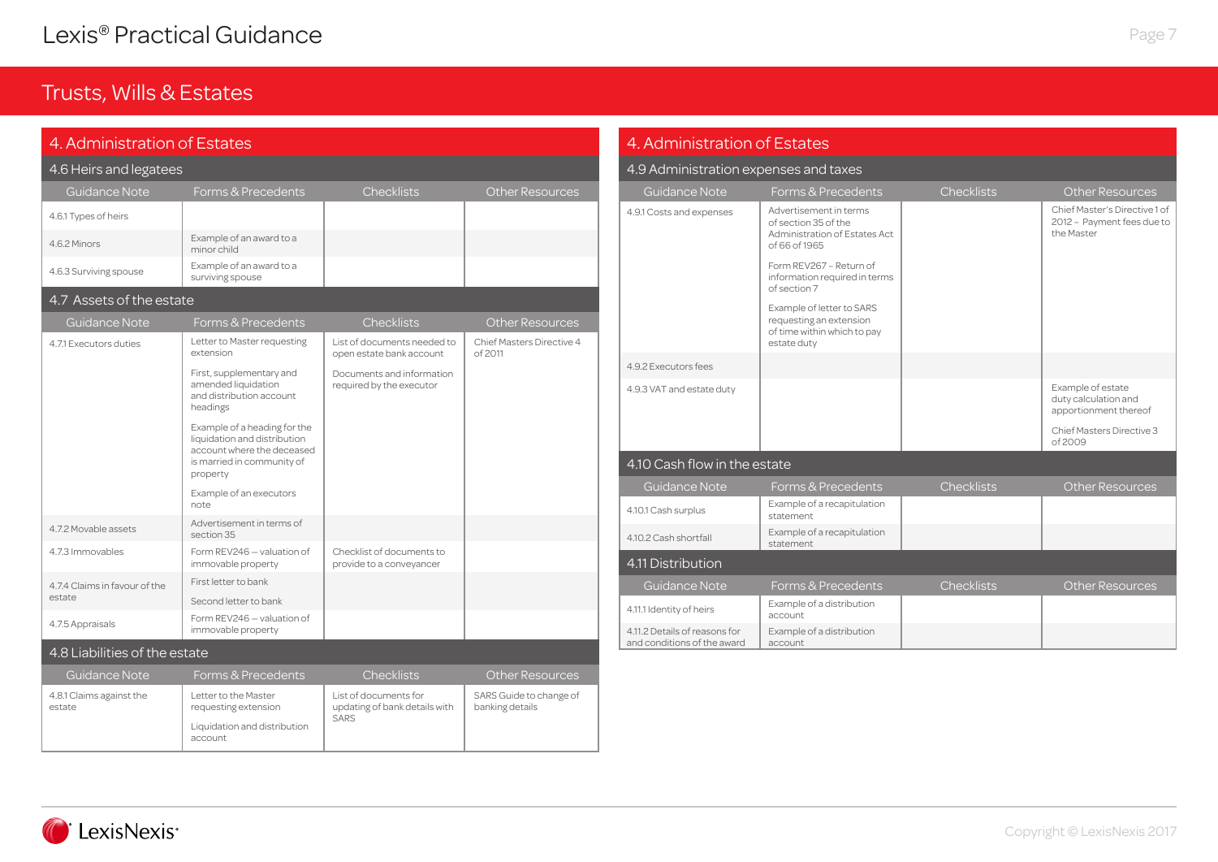# Trusts, Wills & Estates

## 4. Administration of Estates

### 4.6 Heirs and legatees

| Guidance Note | Forms & Precedents | Checklists | Other Resources |
|---|---|---|---|
| 4.6.1 Types of heirs | | | |
| 4.6.2 Minors | Example of an award to a minor child | | |
| 4.6.3 Surviving spouse | Example of an award to a surviving spouse | | |

### 4.7 Assets of the estate

| Guidance Note | Forms & Precedents | Checklists | Other Resources |
|---|---|---|---|
| 4.7.1 Executors duties | Letter to Master requesting extension<br><br>First, supplementary and amended liquidation and distribution account headings<br><br>Example of a heading for the liquidation and distribution account where the deceased is married in community of property<br><br>Example of an executors note | List of documents needed to open estate bank account<br><br>Documents and information required by the executor | Chief Masters Directive 4 of 2011 |
| 4.7.2 Movable assets | Advertisement in terms of section 35 | | |
| 4.7.3 Immovables | Form REV246 – valuation of immovable property | Checklist of documents to provide to a conveyancer | |
| 4.7.4 Claims in favour of the estate | First letter to bank<br><br>Second letter to bank | | |
| 4.7.5 Appraisals | Form REV246 – valuation of immovable property | | |

### 4.8 Liabilities of the estate

| Guidance Note | Forms & Precedents | Checklists | Other Resources |
|---|---|---|---|
| 4.8.1 Claims against the estate | Letter to the Master requesting extension<br><br>Liquidation and distribution account | List of documents for updating of bank details with SARS | SARS Guide to change of banking details |

### 4.9 Administration expenses and taxes

| Guidance Note | Forms & Precedents | Checklists | Other Resources |
|---|---|---|---|
| 4.9.1 Costs and expenses | Advertisement in terms of section 35 of the Administration of Estates Act of 66 of 1965<br><br>Form REV267 – Return of information required in terms of section 7<br><br>Example of letter to SARS requesting an extension of time within which to pay estate duty | | Chief Master's Directive 1 of 2012 – Payment fees due to the Master |
| 4.9.2 Executors fees | | | |
| 4.9.3 VAT and estate duty | | | Example of estate duty calculation and apportionment thereof<br><br>Chief Masters Directive 3 of 2009 |

### 4.10 Cash flow in the estate

| Guidance Note | Forms & Precedents | Checklists | Other Resources |
|---|---|---|---|
| 4.10.1 Cash surplus | Example of a recapitulation statement | | |
| 4.10.2 Cash shortfall | Example of a recapitulation statement | | |

### 4.11 Distribution

| Guidance Note | Forms & Precedents | Checklists | Other Resources |
|---|---|---|---|
| 4.11.1 Identity of heirs | Example of a distribution account | | |
| 4.11.2 Details of reasons for and conditions of the award | Example of a distribution account | | |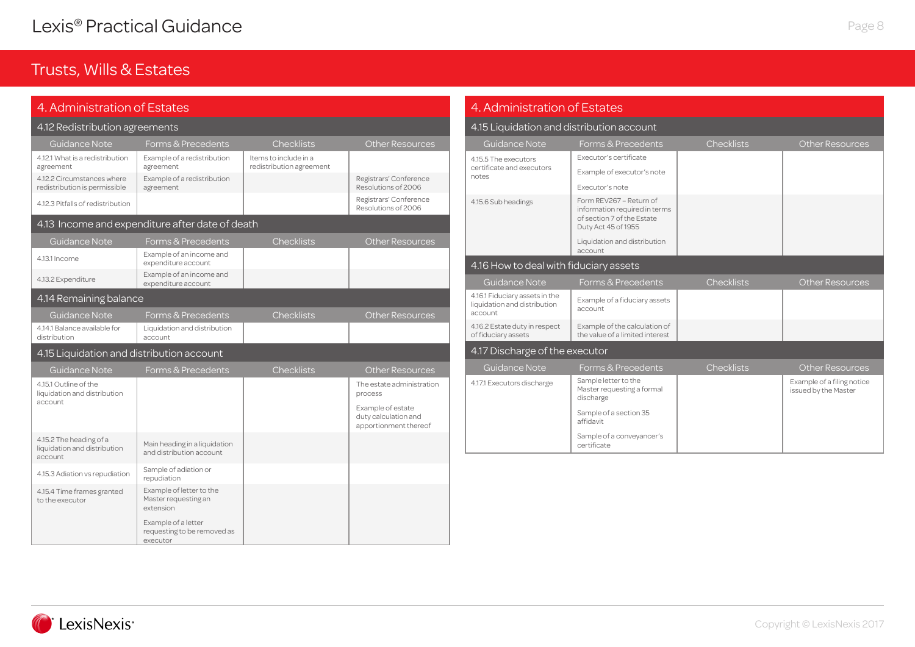# Trusts, Wills & Estates

## 4. Administration of Estates

### 4.12 Redistribution agreements

| Guidance Note | Forms & Precedents | Checklists | Other Resources |
|---|---|---|---|
| 4.12.1 What is a redistribution agreement | Example of a redistribution agreement | Items to include in a redistribution agreement | |
| 4.12.2 Circumstances where redistribution is permissible | Example of a redistribution agreement | | Registrars' Conference Resolutions of 2006 |
| 4.12.3 Pitfalls of redistribution | | | Registrars' Conference Resolutions of 2006 |

### 4.13 Income and expenditure after date of death

| Guidance Note | Forms & Precedents | Checklists | Other Resources |
|---|---|---|---|
| 4.13.1 Income | Example of an income and expenditure account | | |
| 4.13.2 Expenditure | Example of an income and expenditure account | | |

### 4.14 Remaining balance

| Guidance Note | Forms & Precedents | Checklists | Other Resources |
|---|---|---|---|
| 4.14.1 Balance available for distribution | Liquidation and distribution account | | |

### 4.15 Liquidation and distribution account

| Guidance Note | Forms & Precedents | Checklists | Other Resources |
|---|---|---|---|
| 4.15.1 Outline of the liquidation and distribution account | | | The estate administration process<br>Example of estate duty calculation and apportionment thereof |
| 4.15.2 The heading of a liquidation and distribution account | Main heading in a liquidation and distribution account | | |
| 4.15.3 Adiation vs repudiation | Sample of adiation or repudiation | | |
| 4.15.4 Time frames granted to the executor | Example of letter to the Master requesting an extension<br>Example of a letter requesting to be removed as executor | | |
| 4.15.5 The executors certificate and executors notes | Executor's certificate<br>Example of executor's note<br>Executor's note | | |
| 4.15.6 Sub headings | Form REV267 – Return of information required in terms of section 7 of the Estate Duty Act 45 of 1955<br>Liquidation and distribution account | | |

### 4.16 How to deal with fiduciary assets

| Guidance Note | Forms & Precedents | Checklists | Other Resources |
|---|---|---|---|
| 4.16.1 Fiduciary assets in the liquidation and distribution account | Example of a fiduciary assets account | | |
| 4.16.2 Estate duty in respect of fiduciary assets | Example of the calculation of the value of a limited interest | | |

### 4.17 Discharge of the executor

| Guidance Note | Forms & Precedents | Checklists | Other Resources |
|---|---|---|---|
| 4.17.1 Executors discharge | Sample letter to the Master requesting a formal discharge<br>Sample of a section 35 affidavit<br>Sample of a conveyancer's certificate | | Example of a filing notice issued by the Master |